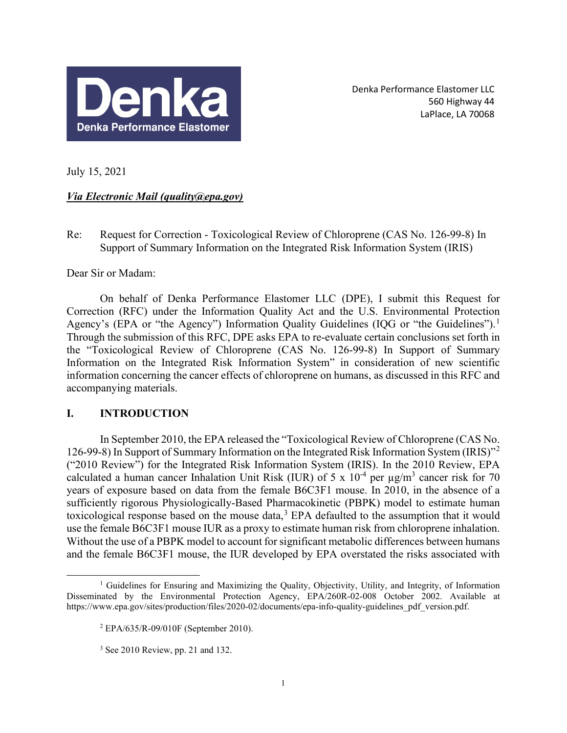Denka

Denka Performance Elastomer

Denka Performance Elastomer LLC
560 Highway 44
LaPlace, LA 70068

July 15, 2021

***Via Electronic Mail (quality@epa.gov)***

Re: Request for Correction - Toxicological Review of Chloroprene (CAS No. 126-99-8) In Support of Summary Information on the Integrated Risk Information System (IRIS)

Dear Sir or Madam:

On behalf of Denka Performance Elastomer LLC (DPE), I submit this Request for Correction (RFC) under the Information Quality Act and the U.S. Environmental Protection Agency's (EPA or "the Agency") Information Quality Guidelines (IQG or "the Guidelines").[1] Through the submission of this RFC, DPE asks EPA to re-evaluate certain conclusions set forth in the "Toxicological Review of Chloroprene (CAS No. 126-99-8) In Support of Summary Information on the Integrated Risk Information System" in consideration of new scientific information concerning the cancer effects of chloroprene on humans, as discussed in this RFC and accompanying materials.

## I. INTRODUCTION

In September 2010, the EPA released the "Toxicological Review of Chloroprene (CAS No. 126-99-8) In Support of Summary Information on the Integrated Risk Information System (IRIS)"[2] ("2010 Review") for the Integrated Risk Information System (IRIS). In the 2010 Review, EPA calculated a human cancer Inhalation Unit Risk (IUR) of $5 \times 10^{-4}$ per $\mu g/m^3$ cancer risk for 70 years of exposure based on data from the female B6C3F1 mouse. In 2010, in the absence of a sufficiently rigorous Physiologically-Based Pharmacokinetic (PBPK) model to estimate human toxicological response based on the mouse data,[3] EPA defaulted to the assumption that it would use the female B6C3F1 mouse IUR as a proxy to estimate human risk from chloroprene inhalation. Without the use of a PBPK model to account for significant metabolic differences between humans and the female B6C3F1 mouse, the IUR developed by EPA overstated the risks associated with

---

[1] Guidelines for Ensuring and Maximizing the Quality, Objectivity, Utility, and Integrity, of Information Disseminated by the Environmental Protection Agency, EPA/260R-02-008 October 2002. Available at https://www.epa.gov/sites/production/files/2020-02/documents/epa-info-quality-guidelines_pdf_version.pdf.

[2] EPA/635/R-09/010F (September 2010).

[3] See 2010 Review, pp. 21 and 132.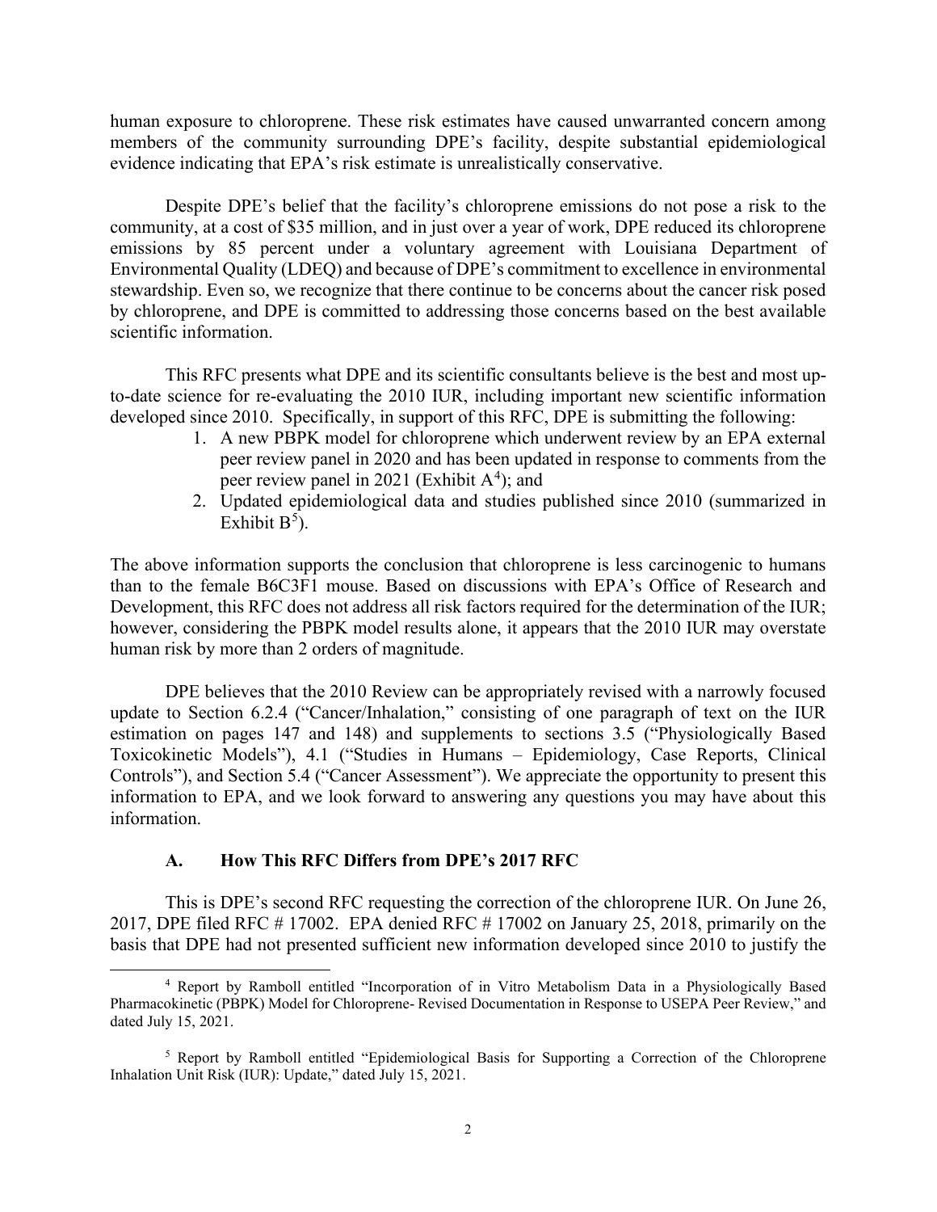human exposure to chloroprene. These risk estimates have caused unwarranted concern among members of the community surrounding DPE's facility, despite substantial epidemiological evidence indicating that EPA's risk estimate is unrealistically conservative.

Despite DPE's belief that the facility's chloroprene emissions do not pose a risk to the community, at a cost of $35 million, and in just over a year of work, DPE reduced its chloroprene emissions by 85 percent under a voluntary agreement with Louisiana Department of Environmental Quality (LDEQ) and because of DPE's commitment to excellence in environmental stewardship. Even so, we recognize that there continue to be concerns about the cancer risk posed by chloroprene, and DPE is committed to addressing those concerns based on the best available scientific information.

This RFC presents what DPE and its scientific consultants believe is the best and most up-to-date science for re-evaluating the 2010 IUR, including important new scientific information developed since 2010. Specifically, in support of this RFC, DPE is submitting the following:

1. A new PBPK model for chloroprene which underwent review by an EPA external peer review panel in 2020 and has been updated in response to comments from the peer review panel in 2021 (Exhibit A[4]); and
2. Updated epidemiological data and studies published since 2010 (summarized in Exhibit B[5]).

The above information supports the conclusion that chloroprene is less carcinogenic to humans than to the female B6C3F1 mouse. Based on discussions with EPA's Office of Research and Development, this RFC does not address all risk factors required for the determination of the IUR; however, considering the PBPK model results alone, it appears that the 2010 IUR may overstate human risk by more than 2 orders of magnitude.

DPE believes that the 2010 Review can be appropriately revised with a narrowly focused update to Section 6.2.4 ("Cancer/Inhalation," consisting of one paragraph of text on the IUR estimation on pages 147 and 148) and supplements to sections 3.5 ("Physiologically Based Toxicokinetic Models"), 4.1 ("Studies in Humans – Epidemiology, Case Reports, Clinical Controls"), and Section 5.4 ("Cancer Assessment"). We appreciate the opportunity to present this information to EPA, and we look forward to answering any questions you may have about this information.

### A. How This RFC Differs from DPE's 2017 RFC

This is DPE's second RFC requesting the correction of the chloroprene IUR. On June 26, 2017, DPE filed RFC # 17002. EPA denied RFC # 17002 on January 25, 2018, primarily on the basis that DPE had not presented sufficient new information developed since 2010 to justify the

---

[4] Report by Ramboll entitled "Incorporation of in Vitro Metabolism Data in a Physiologically Based Pharmacokinetic (PBPK) Model for Chloroprene- Revised Documentation in Response to USEPA Peer Review," and dated July 15, 2021.

[5] Report by Ramboll entitled "Epidemiological Basis for Supporting a Correction of the Chloroprene Inhalation Unit Risk (IUR): Update," dated July 15, 2021.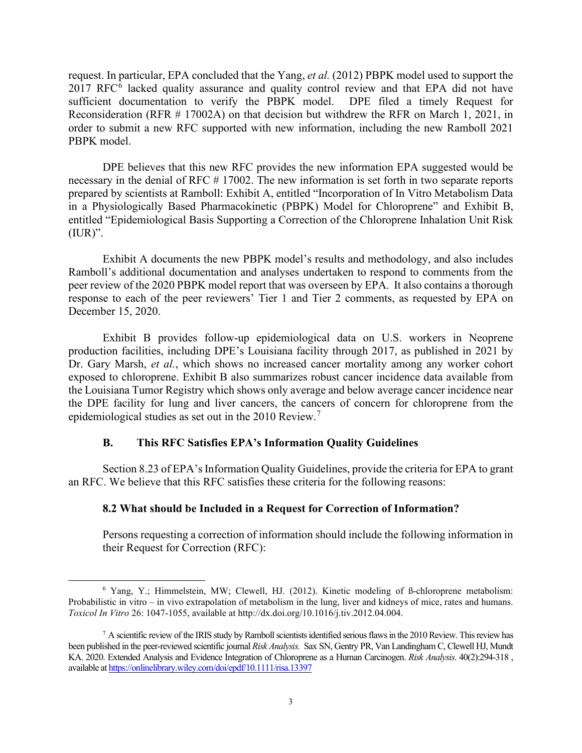request. In particular, EPA concluded that the Yang, *et al.* (2012) PBPK model used to support the 2017 RFC[6] lacked quality assurance and quality control review and that EPA did not have sufficient documentation to verify the PBPK model. DPE filed a timely Request for Reconsideration (RFR # 17002A) on that decision but withdrew the RFR on March 1, 2021, in order to submit a new RFC supported with new information, including the new Ramboll 2021 PBPK model.

DPE believes that this new RFC provides the new information EPA suggested would be necessary in the denial of RFC # 17002. The new information is set forth in two separate reports prepared by scientists at Ramboll: Exhibit A, entitled "Incorporation of In Vitro Metabolism Data in a Physiologically Based Pharmacokinetic (PBPK) Model for Chloroprene" and Exhibit B, entitled "Epidemiological Basis Supporting a Correction of the Chloroprene Inhalation Unit Risk (IUR)".

Exhibit A documents the new PBPK model's results and methodology, and also includes Ramboll's additional documentation and analyses undertaken to respond to comments from the peer review of the 2020 PBPK model report that was overseen by EPA. It also contains a thorough response to each of the peer reviewers' Tier 1 and Tier 2 comments, as requested by EPA on December 15, 2020.

Exhibit B provides follow-up epidemiological data on U.S. workers in Neoprene production facilities, including DPE's Louisiana facility through 2017, as published in 2021 by Dr. Gary Marsh, *et al.*, which shows no increased cancer mortality among any worker cohort exposed to chloroprene. Exhibit B also summarizes robust cancer incidence data available from the Louisiana Tumor Registry which shows only average and below average cancer incidence near the DPE facility for lung and liver cancers, the cancers of concern for chloroprene from the epidemiological studies as set out in the 2010 Review.[7]

### B. This RFC Satisfies EPA's Information Quality Guidelines

Section 8.23 of EPA's Information Quality Guidelines, provide the criteria for EPA to grant an RFC. We believe that this RFC satisfies these criteria for the following reasons:

#### 8.2 What should be Included in a Request for Correction of Information?

Persons requesting a correction of information should include the following information in their Request for Correction (RFC):

---

[6] Yang, Y.; Himmelstein, MW; Clewell, HJ. (2012). Kinetic modeling of ß-chloroprene metabolism: Probabilistic in vitro – in vivo extrapolation of metabolism in the lung, liver and kidneys of mice, rates and humans. *Toxicol In Vitro* 26: 1047-1055, available at http://dx.doi.org/10.1016/j.tiv.2012.04.004.

[7] A scientific review of the IRIS study by Ramboll scientists identified serious flaws in the 2010 Review. This review has been published in the peer-reviewed scientific journal *Risk Analysis.* Sax SN, Gentry PR, Van Landingham C, Clewell HJ, Mundt KA. 2020. Extended Analysis and Evidence Integration of Chloroprene as a Human Carcinogen. *Risk Analysis*. 40(2):294-318 , available at https://onlinelibrary.wiley.com/doi/epdf/10.1111/risa.13397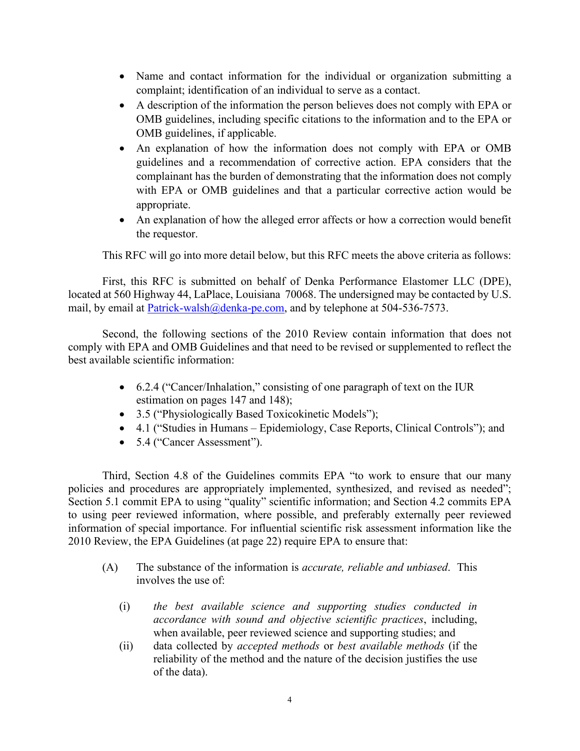- Name and contact information for the individual or organization submitting a complaint; identification of an individual to serve as a contact.
- A description of the information the person believes does not comply with EPA or OMB guidelines, including specific citations to the information and to the EPA or OMB guidelines, if applicable.
- An explanation of how the information does not comply with EPA or OMB guidelines and a recommendation of corrective action. EPA considers that the complainant has the burden of demonstrating that the information does not comply with EPA or OMB guidelines and that a particular corrective action would be appropriate.
- An explanation of how the alleged error affects or how a correction would benefit the requestor.

This RFC will go into more detail below, but this RFC meets the above criteria as follows:

First, this RFC is submitted on behalf of Denka Performance Elastomer LLC (DPE), located at 560 Highway 44, LaPlace, Louisiana 70068. The undersigned may be contacted by U.S. mail, by email at Patrick-walsh@denka-pe.com, and by telephone at 504-536-7573.

Second, the following sections of the 2010 Review contain information that does not comply with EPA and OMB Guidelines and that need to be revised or supplemented to reflect the best available scientific information:

- 6.2.4 ("Cancer/Inhalation," consisting of one paragraph of text on the IUR estimation on pages 147 and 148);
- 3.5 ("Physiologically Based Toxicokinetic Models");
- 4.1 ("Studies in Humans – Epidemiology, Case Reports, Clinical Controls"); and
- 5.4 ("Cancer Assessment").

Third, Section 4.8 of the Guidelines commits EPA "to work to ensure that our many policies and procedures are appropriately implemented, synthesized, and revised as needed"; Section 5.1 commit EPA to using "quality" scientific information; and Section 4.2 commits EPA to using peer reviewed information, where possible, and preferably externally peer reviewed information of special importance. For influential scientific risk assessment information like the 2010 Review, the EPA Guidelines (at page 22) require EPA to ensure that:

(A) The substance of the information is *accurate, reliable and unbiased*. This involves the use of:

(i) *the best available science and supporting studies conducted in accordance with sound and objective scientific practices*, including, when available, peer reviewed science and supporting studies; and

(ii) data collected by *accepted methods* or *best available methods* (if the reliability of the method and the nature of the decision justifies the use of the data).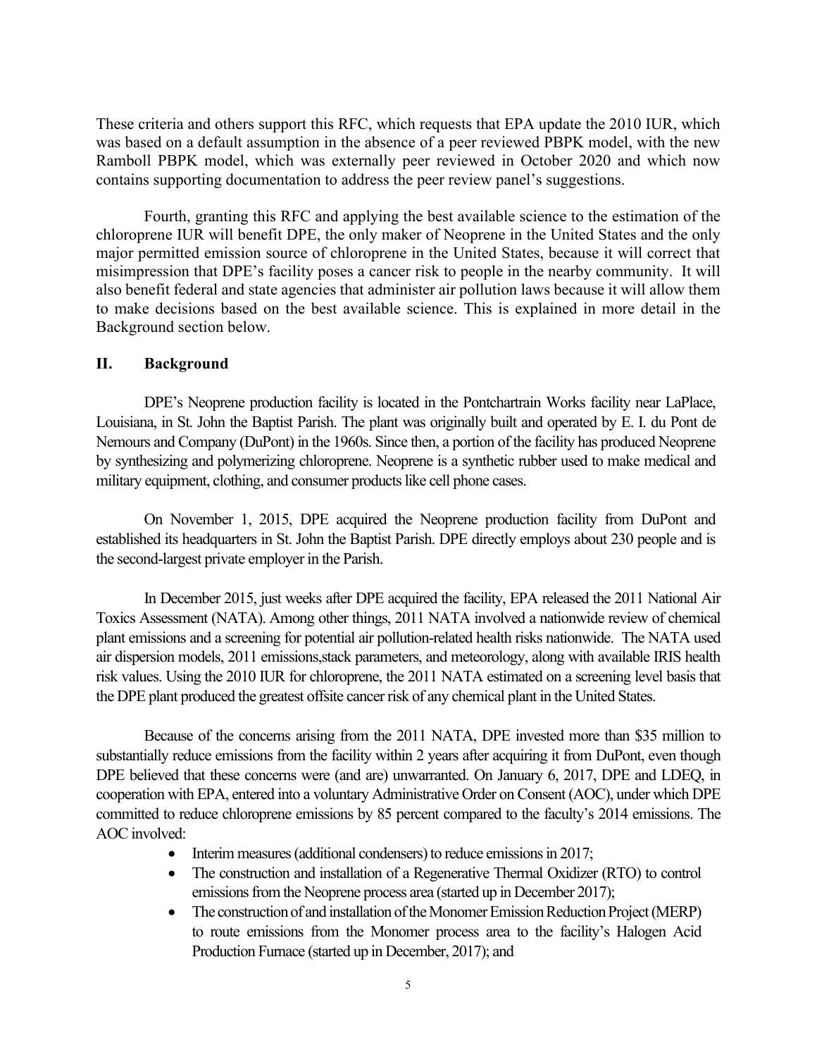These criteria and others support this RFC, which requests that EPA update the 2010 IUR, which was based on a default assumption in the absence of a peer reviewed PBPK model, with the new Ramboll PBPK model, which was externally peer reviewed in October 2020 and which now contains supporting documentation to address the peer review panel's suggestions.

Fourth, granting this RFC and applying the best available science to the estimation of the chloroprene IUR will benefit DPE, the only maker of Neoprene in the United States and the only major permitted emission source of chloroprene in the United States, because it will correct that misimpression that DPE's facility poses a cancer risk to people in the nearby community. It will also benefit federal and state agencies that administer air pollution laws because it will allow them to make decisions based on the best available science. This is explained in more detail in the Background section below.

## II. Background

DPE's Neoprene production facility is located in the Pontchartrain Works facility near LaPlace, Louisiana, in St. John the Baptist Parish. The plant was originally built and operated by E. I. du Pont de Nemours and Company (DuPont) in the 1960s. Since then, a portion of the facility has produced Neoprene by synthesizing and polymerizing chloroprene. Neoprene is a synthetic rubber used to make medical and military equipment, clothing, and consumer products like cell phone cases.

On November 1, 2015, DPE acquired the Neoprene production facility from DuPont and established its headquarters in St. John the Baptist Parish. DPE directly employs about 230 people and is the second-largest private employer in the Parish.

In December 2015, just weeks after DPE acquired the facility, EPA released the 2011 National Air Toxics Assessment (NATA). Among other things, 2011 NATA involved a nationwide review of chemical plant emissions and a screening for potential air pollution-related health risks nationwide. The NATA used air dispersion models, 2011 emissions,stack parameters, and meteorology, along with available IRIS health risk values. Using the 2010 IUR for chloroprene, the 2011 NATA estimated on a screening level basis that the DPE plant produced the greatest offsite cancer risk of any chemical plant in the United States.

Because of the concerns arising from the 2011 NATA, DPE invested more than $35 million to substantially reduce emissions from the facility within 2 years after acquiring it from DuPont, even though DPE believed that these concerns were (and are) unwarranted. On January 6, 2017, DPE and LDEQ, in cooperation with EPA, entered into a voluntary Administrative Order on Consent (AOC), under which DPE committed to reduce chloroprene emissions by 85 percent compared to the faculty's 2014 emissions. The AOC involved:

- Interim measures (additional condensers) to reduce emissions in 2017;
- The construction and installation of a Regenerative Thermal Oxidizer (RTO) to control emissions from the Neoprene process area (started up in December 2017);
- The construction of and installation of the Monomer Emission Reduction Project (MERP) to route emissions from the Monomer process area to the facility's Halogen Acid Production Furnace (started up in December, 2017); and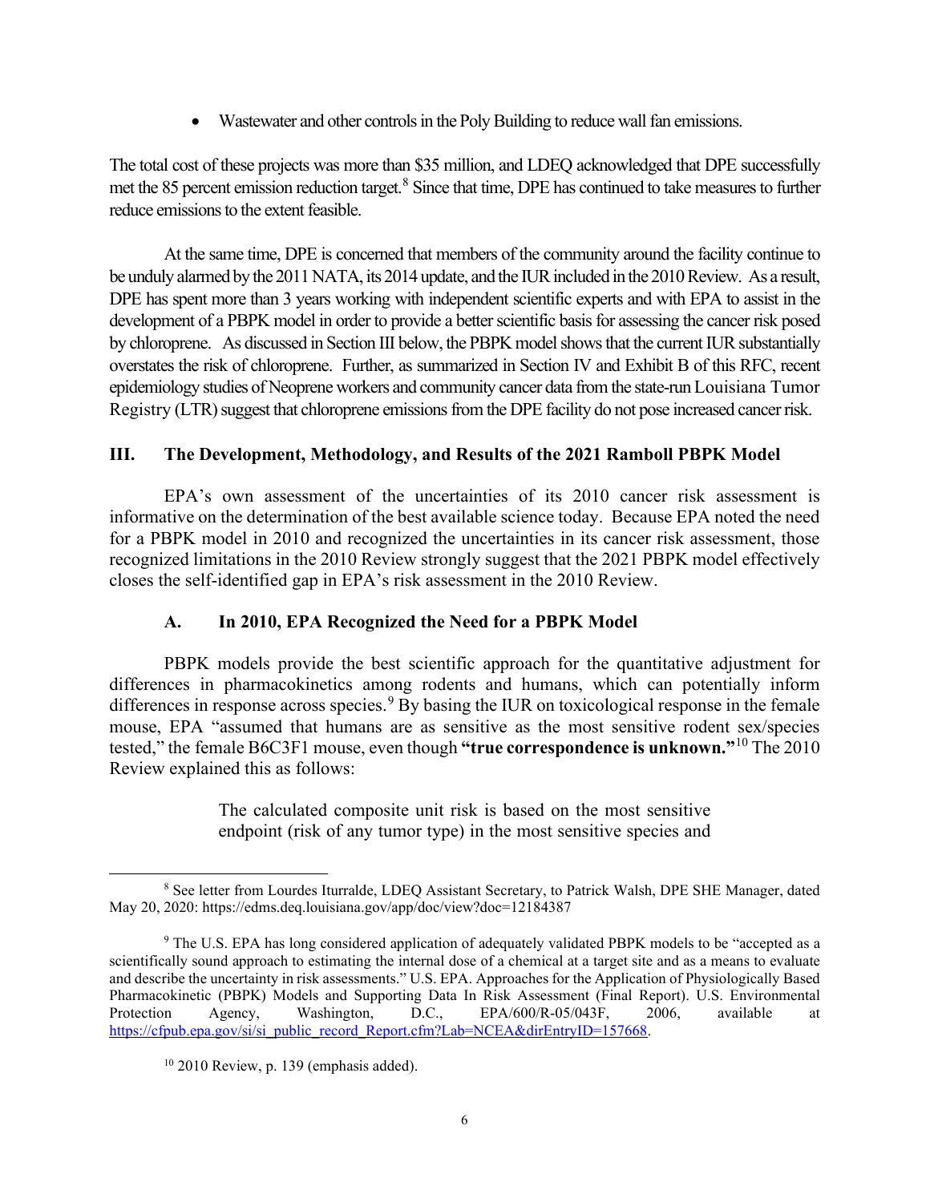- Wastewater and other controls in the Poly Building to reduce wall fan emissions.

The total cost of these projects was more than $35 million, and LDEQ acknowledged that DPE successfully met the 85 percent emission reduction target.[8] Since that time, DPE has continued to take measures to further reduce emissions to the extent feasible.

At the same time, DPE is concerned that members of the community around the facility continue to be unduly alarmed by the 2011 NATA, its 2014 update, and the IUR included in the 2010 Review. As a result, DPE has spent more than 3 years working with independent scientific experts and with EPA to assist in the development of a PBPK model in order to provide a better scientific basis for assessing the cancer risk posed by chloroprene. As discussed in Section III below, the PBPK model shows that the current IUR substantially overstates the risk of chloroprene. Further, as summarized in Section IV and Exhibit B of this RFC, recent epidemiology studies of Neoprene workers and community cancer data from the state-run Louisiana Tumor Registry (LTR) suggest that chloroprene emissions from the DPE facility do not pose increased cancer risk.

## III. The Development, Methodology, and Results of the 2021 Ramboll PBPK Model

EPA's own assessment of the uncertainties of its 2010 cancer risk assessment is informative on the determination of the best available science today. Because EPA noted the need for a PBPK model in 2010 and recognized the uncertainties in its cancer risk assessment, those recognized limitations in the 2010 Review strongly suggest that the 2021 PBPK model effectively closes the self-identified gap in EPA's risk assessment in the 2010 Review.

### A. In 2010, EPA Recognized the Need for a PBPK Model

PBPK models provide the best scientific approach for the quantitative adjustment for differences in pharmacokinetics among rodents and humans, which can potentially inform differences in response across species.[9] By basing the IUR on toxicological response in the female mouse, EPA "assumed that humans are as sensitive as the most sensitive rodent sex/species tested," the female B6C3F1 mouse, even though **"true correspondence is unknown."**[10] The 2010 Review explained this as follows:

> The calculated composite unit risk is based on the most sensitive endpoint (risk of any tumor type) in the most sensitive species and

---

[8] See letter from Lourdes Iturralde, LDEQ Assistant Secretary, to Patrick Walsh, DPE SHE Manager, dated May 20, 2020: https://edms.deq.louisiana.gov/app/doc/view?doc=12184387

[9] The U.S. EPA has long considered application of adequately validated PBPK models to be "accepted as a scientifically sound approach to estimating the internal dose of a chemical at a target site and as a means to evaluate and describe the uncertainty in risk assessments." U.S. EPA. Approaches for the Application of Physiologically Based Pharmacokinetic (PBPK) Models and Supporting Data In Risk Assessment (Final Report). U.S. Environmental Protection Agency, Washington, D.C., EPA/600/R-05/043F, 2006, available at https://cfpub.epa.gov/si/si_public_record_Report.cfm?Lab=NCEA&dirEntryID=157668.

[10] 2010 Review, p. 139 (emphasis added).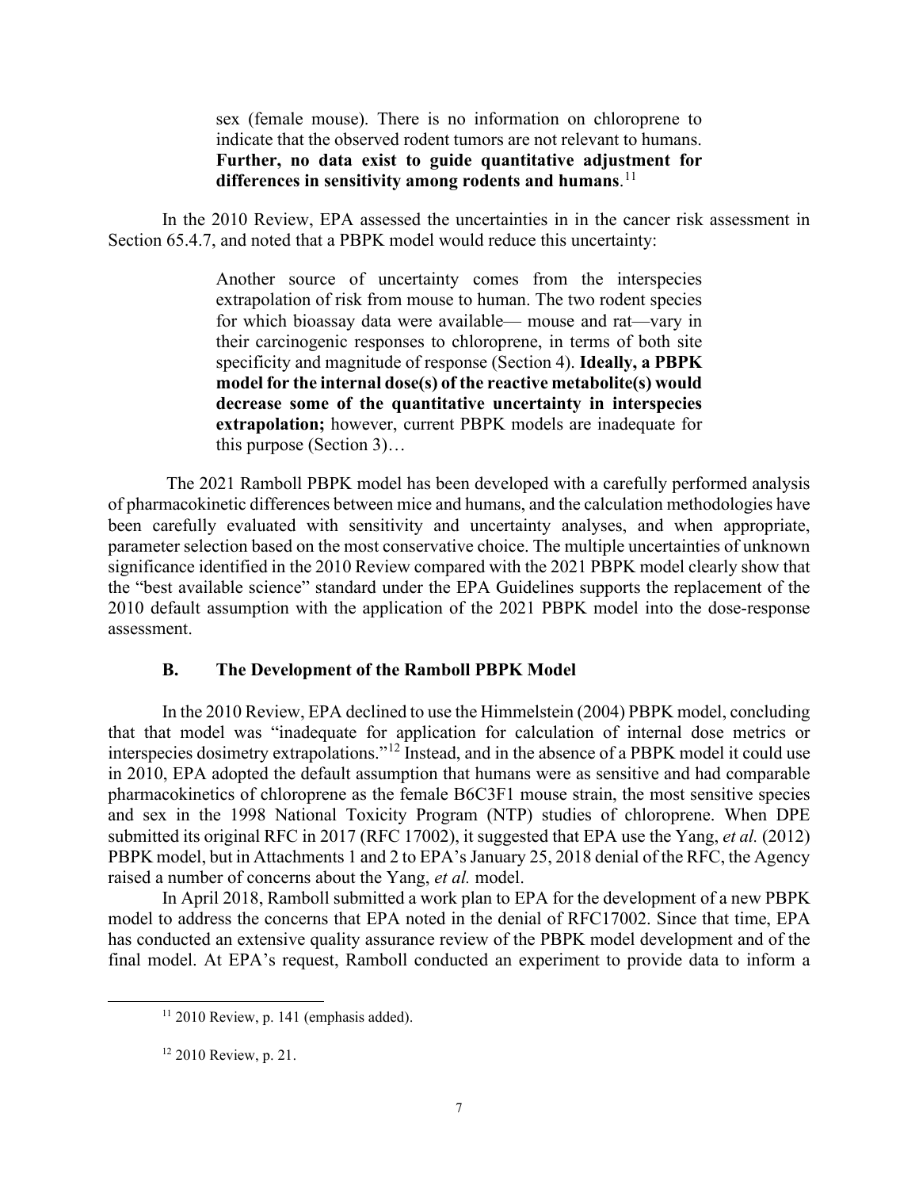> sex (female mouse). There is no information on chloroprene to indicate that the observed rodent tumors are not relevant to humans. **Further, no data exist to guide quantitative adjustment for differences in sensitivity among rodents and humans**.[11]

In the 2010 Review, EPA assessed the uncertainties in in the cancer risk assessment in Section 65.4.7, and noted that a PBPK model would reduce this uncertainty:

> Another source of uncertainty comes from the interspecies extrapolation of risk from mouse to human. The two rodent species for which bioassay data were available— mouse and rat—vary in their carcinogenic responses to chloroprene, in terms of both site specificity and magnitude of response (Section 4). **Ideally, a PBPK model for the internal dose(s) of the reactive metabolite(s) would decrease some of the quantitative uncertainty in interspecies extrapolation;** however, current PBPK models are inadequate for this purpose (Section 3)…

The 2021 Ramboll PBPK model has been developed with a carefully performed analysis of pharmacokinetic differences between mice and humans, and the calculation methodologies have been carefully evaluated with sensitivity and uncertainty analyses, and when appropriate, parameter selection based on the most conservative choice. The multiple uncertainties of unknown significance identified in the 2010 Review compared with the 2021 PBPK model clearly show that the "best available science" standard under the EPA Guidelines supports the replacement of the 2010 default assumption with the application of the 2021 PBPK model into the dose-response assessment.

### B. The Development of the Ramboll PBPK Model

In the 2010 Review, EPA declined to use the Himmelstein (2004) PBPK model, concluding that that model was "inadequate for application for calculation of internal dose metrics or interspecies dosimetry extrapolations."[12] Instead, and in the absence of a PBPK model it could use in 2010, EPA adopted the default assumption that humans were as sensitive and had comparable pharmacokinetics of chloroprene as the female B6C3F1 mouse strain, the most sensitive species and sex in the 1998 National Toxicity Program (NTP) studies of chloroprene. When DPE submitted its original RFC in 2017 (RFC 17002), it suggested that EPA use the Yang, *et al.* (2012) PBPK model, but in Attachments 1 and 2 to EPA's January 25, 2018 denial of the RFC, the Agency raised a number of concerns about the Yang, *et al.* model.

In April 2018, Ramboll submitted a work plan to EPA for the development of a new PBPK model to address the concerns that EPA noted in the denial of RFC17002. Since that time, EPA has conducted an extensive quality assurance review of the PBPK model development and of the final model. At EPA's request, Ramboll conducted an experiment to provide data to inform a

---

[11] 2010 Review, p. 141 (emphasis added).

[12] 2010 Review, p. 21.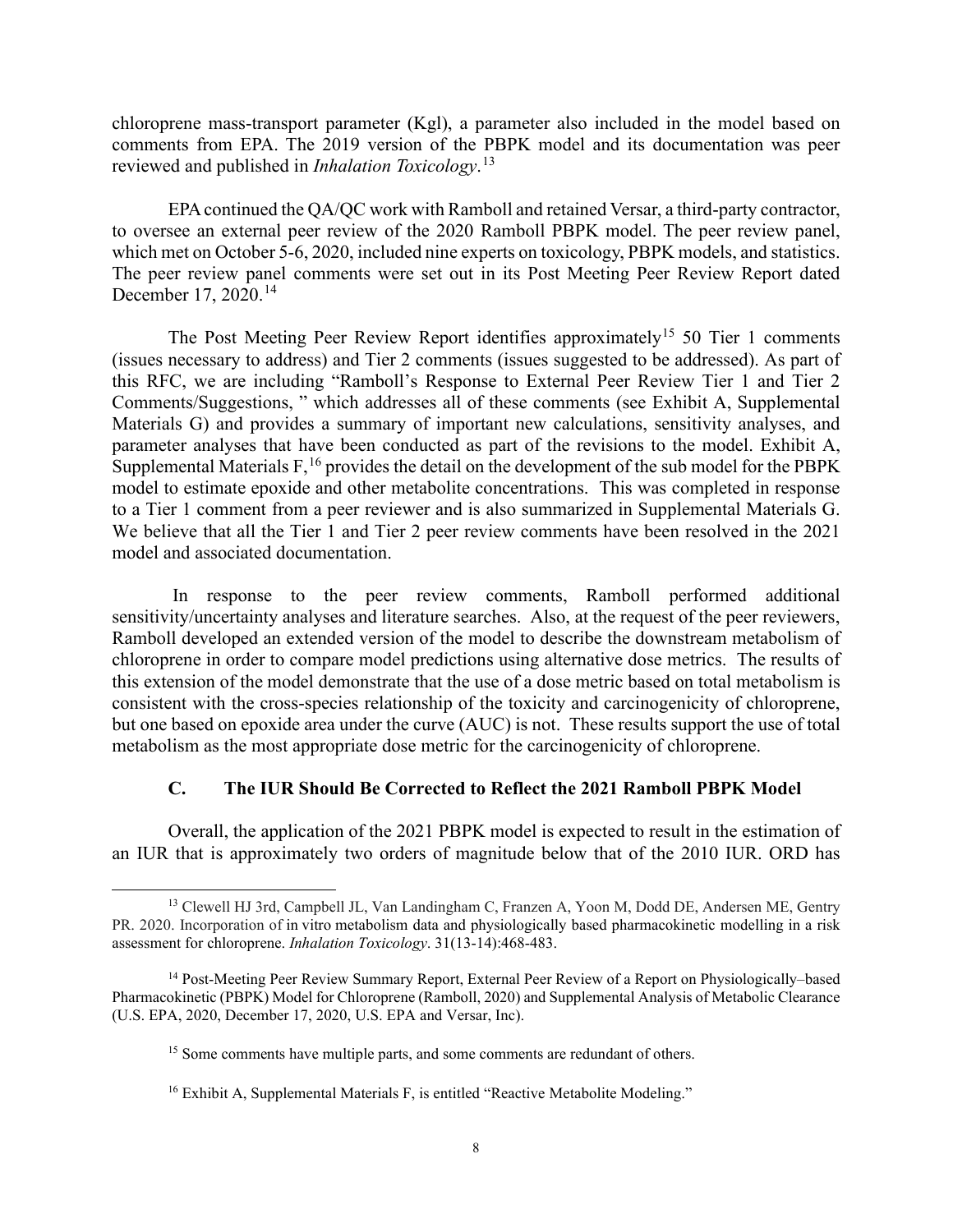chloroprene mass-transport parameter (Kgl), a parameter also included in the model based on comments from EPA. The 2019 version of the PBPK model and its documentation was peer reviewed and published in *Inhalation Toxicology*.[13]

EPA continued the QA/QC work with Ramboll and retained Versar, a third-party contractor, to oversee an external peer review of the 2020 Ramboll PBPK model. The peer review panel, which met on October 5-6, 2020, included nine experts on toxicology, PBPK models, and statistics. The peer review panel comments were set out in its Post Meeting Peer Review Report dated December 17, 2020.[14]

The Post Meeting Peer Review Report identifies approximately[15] 50 Tier 1 comments (issues necessary to address) and Tier 2 comments (issues suggested to be addressed). As part of this RFC, we are including "Ramboll's Response to External Peer Review Tier 1 and Tier 2 Comments/Suggestions, " which addresses all of these comments (see Exhibit A, Supplemental Materials G) and provides a summary of important new calculations, sensitivity analyses, and parameter analyses that have been conducted as part of the revisions to the model. Exhibit A, Supplemental Materials F,[16] provides the detail on the development of the sub model for the PBPK model to estimate epoxide and other metabolite concentrations. This was completed in response to a Tier 1 comment from a peer reviewer and is also summarized in Supplemental Materials G. We believe that all the Tier 1 and Tier 2 peer review comments have been resolved in the 2021 model and associated documentation.

In response to the peer review comments, Ramboll performed additional sensitivity/uncertainty analyses and literature searches. Also, at the request of the peer reviewers, Ramboll developed an extended version of the model to describe the downstream metabolism of chloroprene in order to compare model predictions using alternative dose metrics. The results of this extension of the model demonstrate that the use of a dose metric based on total metabolism is consistent with the cross-species relationship of the toxicity and carcinogenicity of chloroprene, but one based on epoxide area under the curve (AUC) is not. These results support the use of total metabolism as the most appropriate dose metric for the carcinogenicity of chloroprene.

### C. The IUR Should Be Corrected to Reflect the 2021 Ramboll PBPK Model

Overall, the application of the 2021 PBPK model is expected to result in the estimation of an IUR that is approximately two orders of magnitude below that of the 2010 IUR. ORD has

[13] Clewell HJ 3rd, Campbell JL, Van Landingham C, Franzen A, Yoon M, Dodd DE, Andersen ME, Gentry PR. 2020. Incorporation of in vitro metabolism data and physiologically based pharmacokinetic modelling in a risk assessment for chloroprene. *Inhalation Toxicology*. 31(13-14):468-483.

[14] Post-Meeting Peer Review Summary Report, External Peer Review of a Report on Physiologically–based Pharmacokinetic (PBPK) Model for Chloroprene (Ramboll, 2020) and Supplemental Analysis of Metabolic Clearance (U.S. EPA, 2020, December 17, 2020, U.S. EPA and Versar, Inc).

[15] Some comments have multiple parts, and some comments are redundant of others.

[16] Exhibit A, Supplemental Materials F, is entitled "Reactive Metabolite Modeling."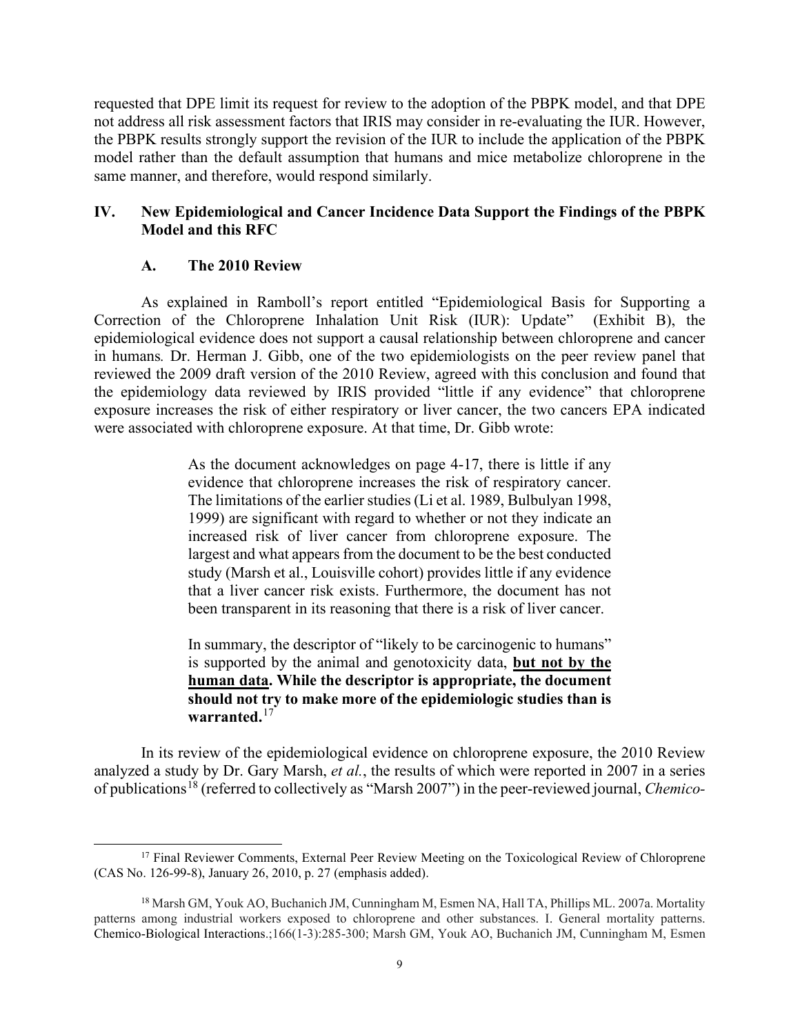requested that DPE limit its request for review to the adoption of the PBPK model, and that DPE not address all risk assessment factors that IRIS may consider in re-evaluating the IUR. However, the PBPK results strongly support the revision of the IUR to include the application of the PBPK model rather than the default assumption that humans and mice metabolize chloroprene in the same manner, and therefore, would respond similarly.

## IV. New Epidemiological and Cancer Incidence Data Support the Findings of the PBPK Model and this RFC

### A. The 2010 Review

As explained in Ramboll's report entitled "Epidemiological Basis for Supporting a Correction of the Chloroprene Inhalation Unit Risk (IUR): Update" (Exhibit B), the epidemiological evidence does not support a causal relationship between chloroprene and cancer in humans*.* Dr. Herman J. Gibb, one of the two epidemiologists on the peer review panel that reviewed the 2009 draft version of the 2010 Review, agreed with this conclusion and found that the epidemiology data reviewed by IRIS provided "little if any evidence" that chloroprene exposure increases the risk of either respiratory or liver cancer, the two cancers EPA indicated were associated with chloroprene exposure. At that time, Dr. Gibb wrote:

> As the document acknowledges on page 4-17, there is little if any evidence that chloroprene increases the risk of respiratory cancer. The limitations of the earlier studies (Li et al. 1989, Bulbulyan 1998, 1999) are significant with regard to whether or not they indicate an increased risk of liver cancer from chloroprene exposure. The largest and what appears from the document to be the best conducted study (Marsh et al., Louisville cohort) provides little if any evidence that a liver cancer risk exists. Furthermore, the document has not been transparent in its reasoning that there is a risk of liver cancer.
>
> In summary, the descriptor of "likely to be carcinogenic to humans" is supported by the animal and genotoxicity data, **<u>but not by the human data</u>. While the descriptor is appropriate, the document should not try to make more of the epidemiologic studies than is warranted.**[17]

In its review of the epidemiological evidence on chloroprene exposure, the 2010 Review analyzed a study by Dr. Gary Marsh, *et al.*, the results of which were reported in 2007 in a series of publications[18] (referred to collectively as "Marsh 2007") in the peer-reviewed journal, *Chemico-*

---

[17] Final Reviewer Comments, External Peer Review Meeting on the Toxicological Review of Chloroprene (CAS No. 126-99-8), January 26, 2010, p. 27 (emphasis added).

[18] Marsh GM, Youk AO, Buchanich JM, Cunningham M, Esmen NA, Hall TA, Phillips ML. 2007a. Mortality patterns among industrial workers exposed to chloroprene and other substances. I. General mortality patterns. Chemico-Biological Interactions.;166(1-3):285-300; Marsh GM, Youk AO, Buchanich JM, Cunningham M, Esmen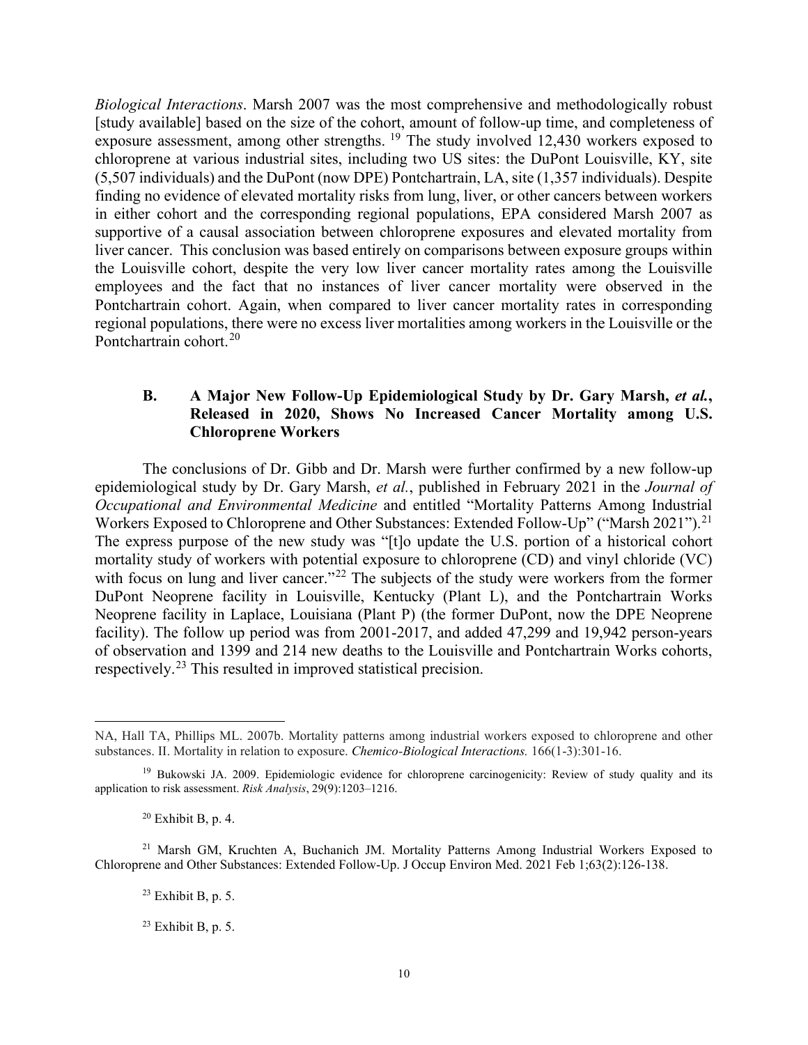*Biological Interactions*. Marsh 2007 was the most comprehensive and methodologically robust [study available] based on the size of the cohort, amount of follow-up time, and completeness of exposure assessment, among other strengths. [19] The study involved 12,430 workers exposed to chloroprene at various industrial sites, including two US sites: the DuPont Louisville, KY, site (5,507 individuals) and the DuPont (now DPE) Pontchartrain, LA, site (1,357 individuals). Despite finding no evidence of elevated mortality risks from lung, liver, or other cancers between workers in either cohort and the corresponding regional populations, EPA considered Marsh 2007 as supportive of a causal association between chloroprene exposures and elevated mortality from liver cancer. This conclusion was based entirely on comparisons between exposure groups within the Louisville cohort, despite the very low liver cancer mortality rates among the Louisville employees and the fact that no instances of liver cancer mortality were observed in the Pontchartrain cohort. Again, when compared to liver cancer mortality rates in corresponding regional populations, there were no excess liver mortalities among workers in the Louisville or the Pontchartrain cohort.[20]

### B. A Major New Follow-Up Epidemiological Study by Dr. Gary Marsh, *et al.*, Released in 2020, Shows No Increased Cancer Mortality among U.S. Chloroprene Workers

The conclusions of Dr. Gibb and Dr. Marsh were further confirmed by a new follow-up epidemiological study by Dr. Gary Marsh, *et al.*, published in February 2021 in the *Journal of Occupational and Environmental Medicine* and entitled "Mortality Patterns Among Industrial Workers Exposed to Chloroprene and Other Substances: Extended Follow-Up" ("Marsh 2021").[21] The express purpose of the new study was "[t]o update the U.S. portion of a historical cohort mortality study of workers with potential exposure to chloroprene (CD) and vinyl chloride (VC) with focus on lung and liver cancer."[22] The subjects of the study were workers from the former DuPont Neoprene facility in Louisville, Kentucky (Plant L), and the Pontchartrain Works Neoprene facility in Laplace, Louisiana (Plant P) (the former DuPont, now the DPE Neoprene facility). The follow up period was from 2001-2017, and added 47,299 and 19,942 person-years of observation and 1399 and 214 new deaths to the Louisville and Pontchartrain Works cohorts, respectively.[23] This resulted in improved statistical precision.

---

NA, Hall TA, Phillips ML. 2007b. Mortality patterns among industrial workers exposed to chloroprene and other substances. II. Mortality in relation to exposure. *Chemico-Biological Interactions.* 166(1-3):301-16.

[19] Bukowski JA. 2009. Epidemiologic evidence for chloroprene carcinogenicity: Review of study quality and its application to risk assessment. *Risk Analysis*, 29(9):1203–1216.

[20] Exhibit B, p. 4.

[21] Marsh GM, Kruchten A, Buchanich JM. Mortality Patterns Among Industrial Workers Exposed to Chloroprene and Other Substances: Extended Follow-Up. J Occup Environ Med. 2021 Feb 1;63(2):126-138.

[23] Exhibit B, p. 5.

[23] Exhibit B, p. 5.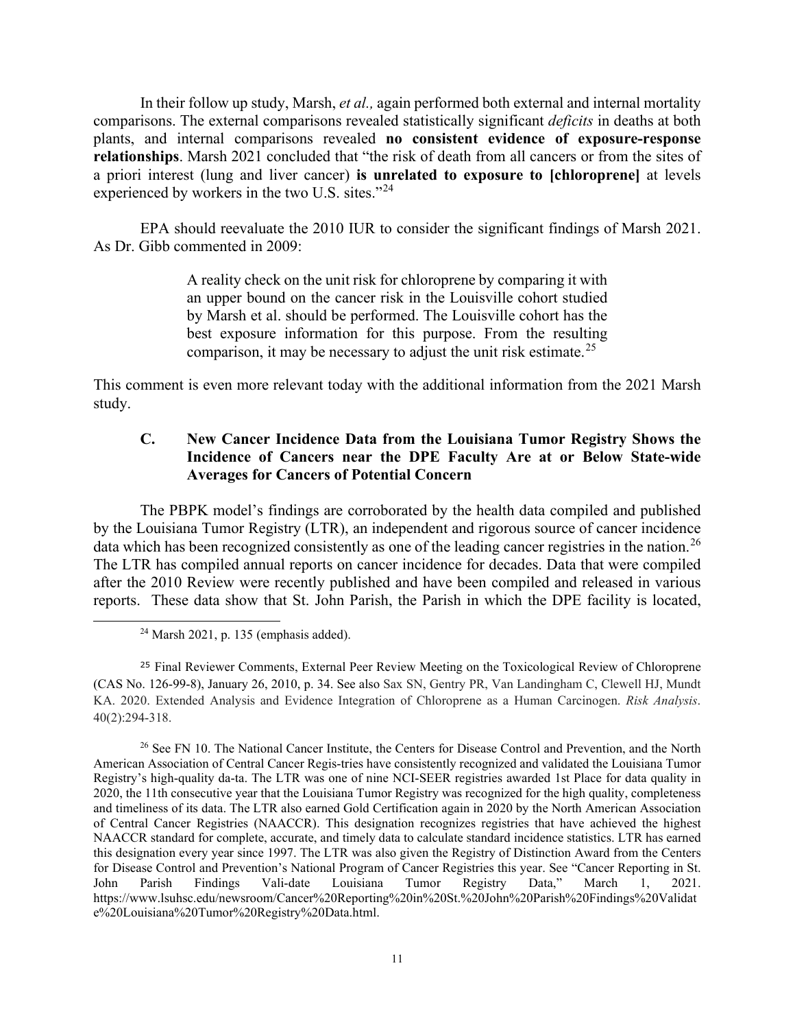In their follow up study, Marsh, *et al.,* again performed both external and internal mortality comparisons. The external comparisons revealed statistically significant *deficits* in deaths at both plants, and internal comparisons revealed **no consistent evidence of exposure-response relationships**. Marsh 2021 concluded that "the risk of death from all cancers or from the sites of a priori interest (lung and liver cancer) **is unrelated to exposure to [chloroprene]** at levels experienced by workers in the two U.S. sites."[24]

EPA should reevaluate the 2010 IUR to consider the significant findings of Marsh 2021. As Dr. Gibb commented in 2009:

> A reality check on the unit risk for chloroprene by comparing it with an upper bound on the cancer risk in the Louisville cohort studied by Marsh et al. should be performed. The Louisville cohort has the best exposure information for this purpose. From the resulting comparison, it may be necessary to adjust the unit risk estimate.[25]

This comment is even more relevant today with the additional information from the 2021 Marsh study.

### C. New Cancer Incidence Data from the Louisiana Tumor Registry Shows the Incidence of Cancers near the DPE Faculty Are at or Below State-wide Averages for Cancers of Potential Concern

The PBPK model's findings are corroborated by the health data compiled and published by the Louisiana Tumor Registry (LTR), an independent and rigorous source of cancer incidence data which has been recognized consistently as one of the leading cancer registries in the nation.[26] The LTR has compiled annual reports on cancer incidence for decades. Data that were compiled after the 2010 Review were recently published and have been compiled and released in various reports. These data show that St. John Parish, the Parish in which the DPE facility is located,

---

[24] Marsh 2021, p. 135 (emphasis added).

[25] Final Reviewer Comments, External Peer Review Meeting on the Toxicological Review of Chloroprene (CAS No. 126-99-8), January 26, 2010, p. 34. See also Sax SN, Gentry PR, Van Landingham C, Clewell HJ, Mundt KA. 2020. Extended Analysis and Evidence Integration of Chloroprene as a Human Carcinogen. *Risk Analysis*. 40(2):294-318.

[26] See FN 10. The National Cancer Institute, the Centers for Disease Control and Prevention, and the North American Association of Central Cancer Regis-tries have consistently recognized and validated the Louisiana Tumor Registry's high-quality da-ta. The LTR was one of nine NCI-SEER registries awarded 1st Place for data quality in 2020, the 11th consecutive year that the Louisiana Tumor Registry was recognized for the high quality, completeness and timeliness of its data. The LTR also earned Gold Certification again in 2020 by the North American Association of Central Cancer Registries (NAACCR). This designation recognizes registries that have achieved the highest NAACCR standard for complete, accurate, and timely data to calculate standard incidence statistics. LTR has earned this designation every year since 1997. The LTR was also given the Registry of Distinction Award from the Centers for Disease Control and Prevention's National Program of Cancer Registries this year. See "Cancer Reporting in St. John Parish Findings Vali-date Louisiana Tumor Registry Data," March 1, 2021. https://www.lsuhsc.edu/newsroom/Cancer%20Reporting%20in%20St.%20John%20Parish%20Findings%20Validate%20Louisiana%20Tumor%20Registry%20Data.html.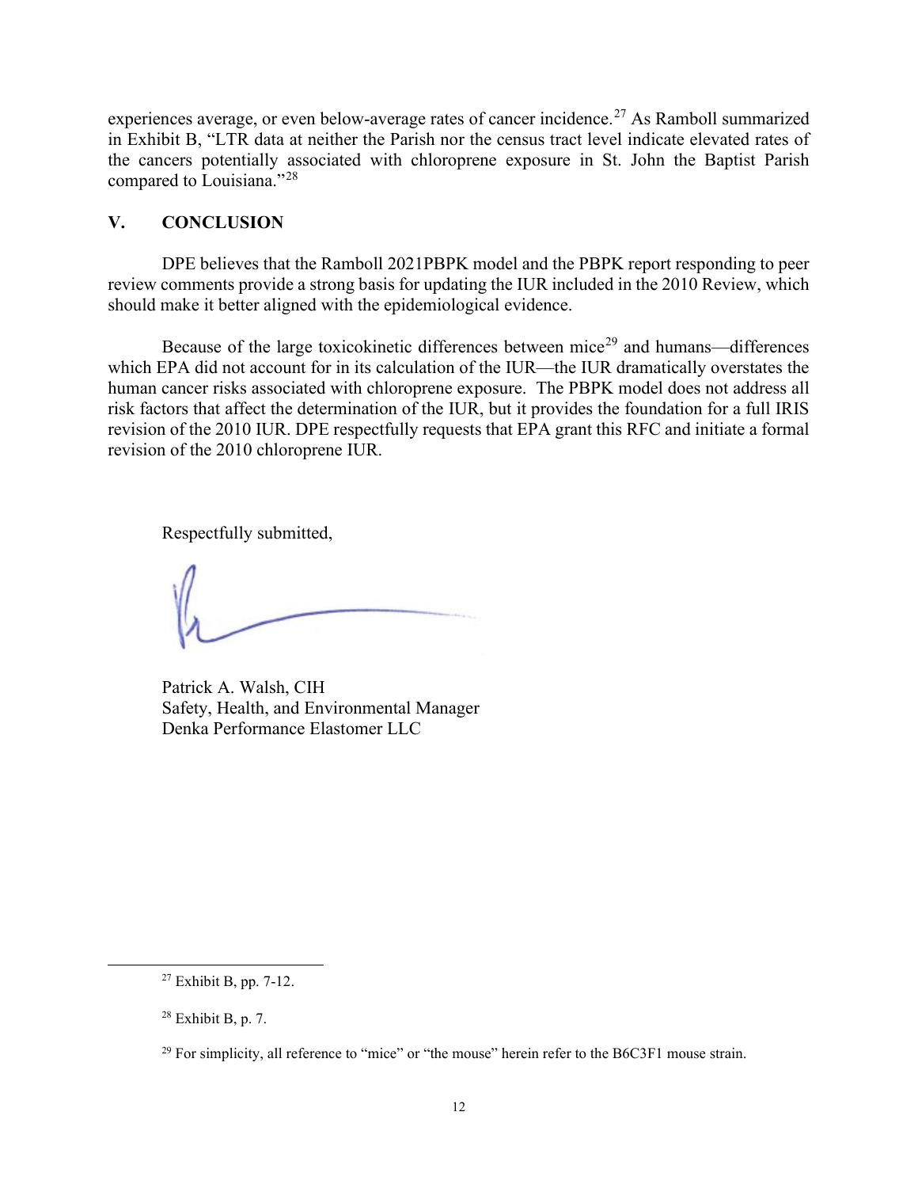experiences average, or even below-average rates of cancer incidence.[27] As Ramboll summarized in Exhibit B, "LTR data at neither the Parish nor the census tract level indicate elevated rates of the cancers potentially associated with chloroprene exposure in St. John the Baptist Parish compared to Louisiana."[28]

## V. CONCLUSION

DPE believes that the Ramboll 2021PBPK model and the PBPK report responding to peer review comments provide a strong basis for updating the IUR included in the 2010 Review, which should make it better aligned with the epidemiological evidence.

Because of the large toxicokinetic differences between mice[29] and humans—differences which EPA did not account for in its calculation of the IUR—the IUR dramatically overstates the human cancer risks associated with chloroprene exposure. The PBPK model does not address all risk factors that affect the determination of the IUR, but it provides the foundation for a full IRIS revision of the 2010 IUR. DPE respectfully requests that EPA grant this RFC and initiate a formal revision of the 2010 chloroprene IUR.

Respectfully submitted,

Patrick A. Walsh, CIH
Safety, Health, and Environmental Manager
Denka Performance Elastomer LLC

---

[27] Exhibit B, pp. 7-12.

[28] Exhibit B, p. 7.

[29] For simplicity, all reference to "mice" or "the mouse" herein refer to the B6C3F1 mouse strain.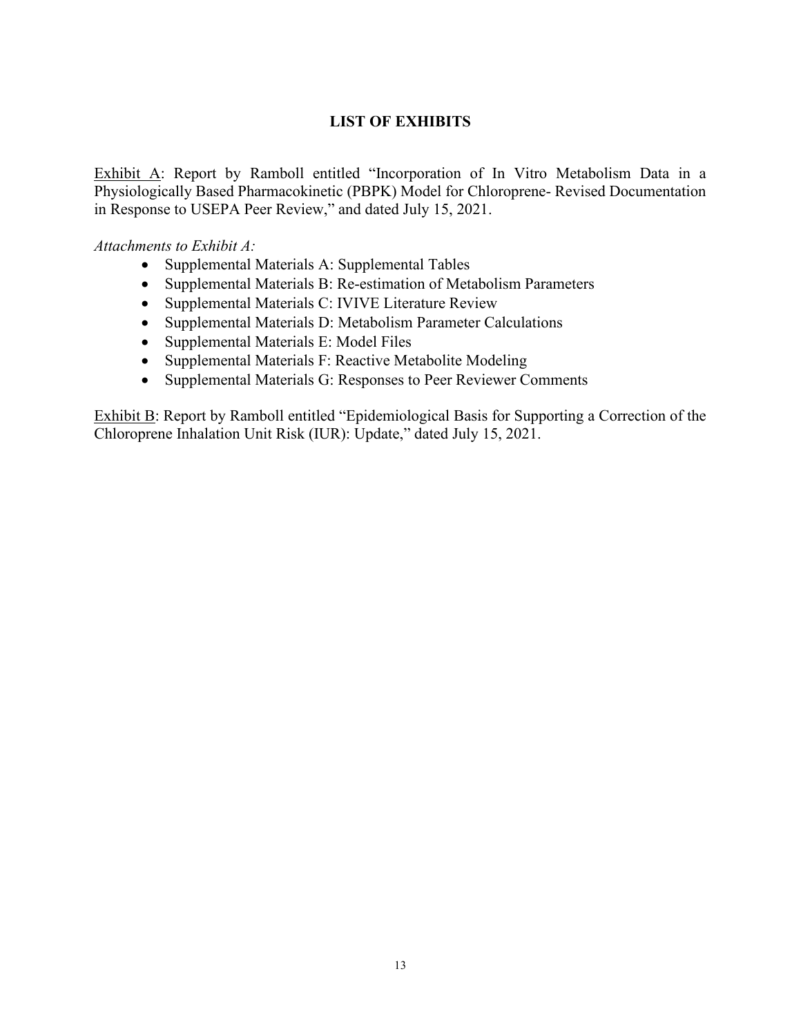## LIST OF EXHIBITS

<u>Exhibit A</u>: Report by Ramboll entitled "Incorporation of In Vitro Metabolism Data in a Physiologically Based Pharmacokinetic (PBPK) Model for Chloroprene- Revised Documentation in Response to USEPA Peer Review," and dated July 15, 2021.

*Attachments to Exhibit A:*

- Supplemental Materials A: Supplemental Tables
- Supplemental Materials B: Re-estimation of Metabolism Parameters
- Supplemental Materials C: IVIVE Literature Review
- Supplemental Materials D: Metabolism Parameter Calculations
- Supplemental Materials E: Model Files
- Supplemental Materials F: Reactive Metabolite Modeling
- Supplemental Materials G: Responses to Peer Reviewer Comments

<u>Exhibit B</u>: Report by Ramboll entitled "Epidemiological Basis for Supporting a Correction of the Chloroprene Inhalation Unit Risk (IUR): Update," dated July 15, 2021.